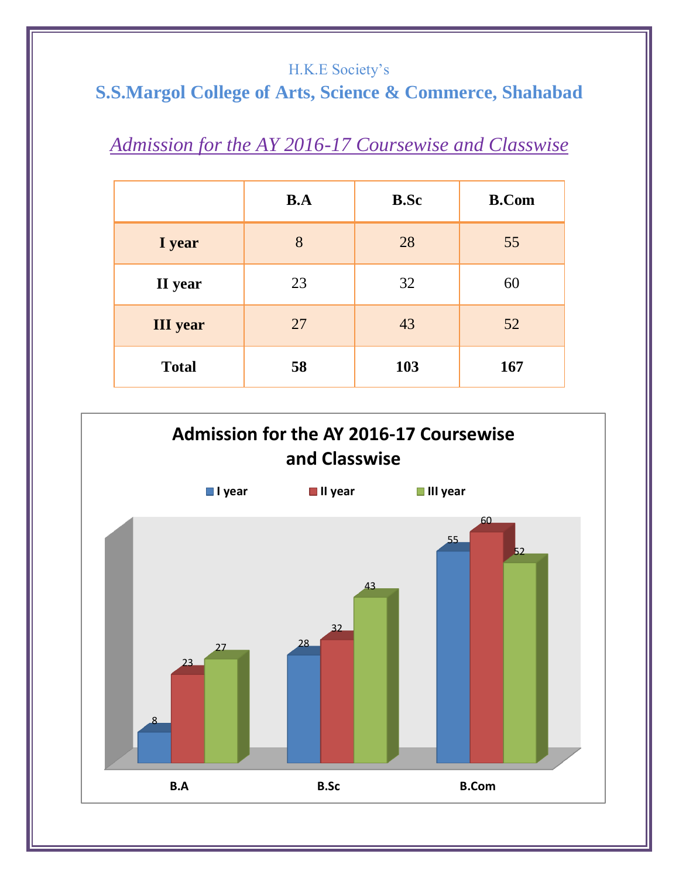H.K.E Society's

# S.S.Margol College of Arts, Science & Commerce, Shahabad

## *Admission for the AY 2016-17 Coursewise and Classwise*

| | B.A | B.Sc | B.Com |
|---|---|---|---|
| **I year** | 8 | 28 | 55 |
| **II year** | 23 | 32 | 60 |
| **III year** | 27 | 43 | 52 |
| **Total** | **58** | **103** | **167** |

**Admission for the AY 2016-17 Coursewise and Classwise**

| | I year | II year | III year |
|---|---|---|---|
| B.A | 8 | 23 | 27 |
| B.Sc | 28 | 32 | 43 |
| B.Com | 55 | 60 | 52 |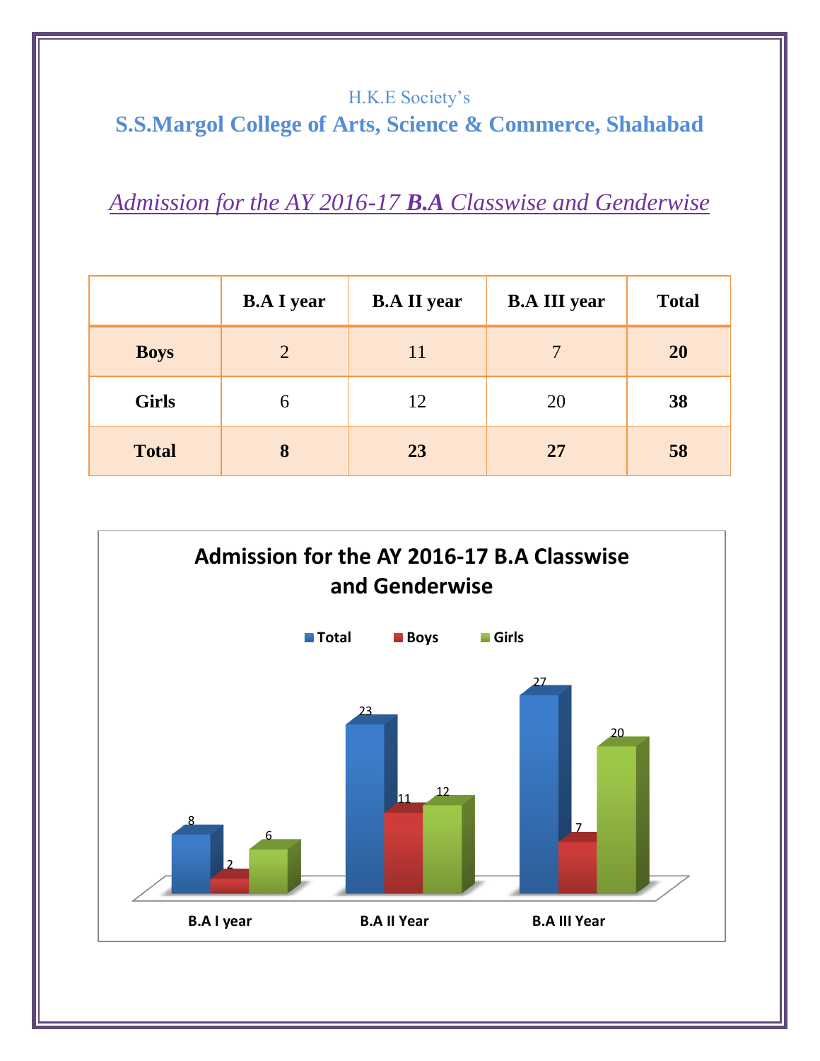H.K.E Society's

## S.S.Margol College of Arts, Science & Commerce, Shahabad

*Admission for the AY 2016-17 **B.A** Classwise and Genderwise*

| | B.A I year | B.A II year | B.A III year | Total |
|---|---|---|---|---|
| **Boys** | 2 | 11 | 7 | **20** |
| **Girls** | 6 | 12 | 20 | **38** |
| **Total** | **8** | **23** | **27** | **58** |

**Admission for the AY 2016-17 B.A Classwise and Genderwise**

| | Total | Boys | Girls |
|---|---|---|---|
| B.A I year | 8 | 2 | 6 |
| B.A II Year | 23 | 11 | 12 |
| B.A III Year | 27 | 7 | 20 |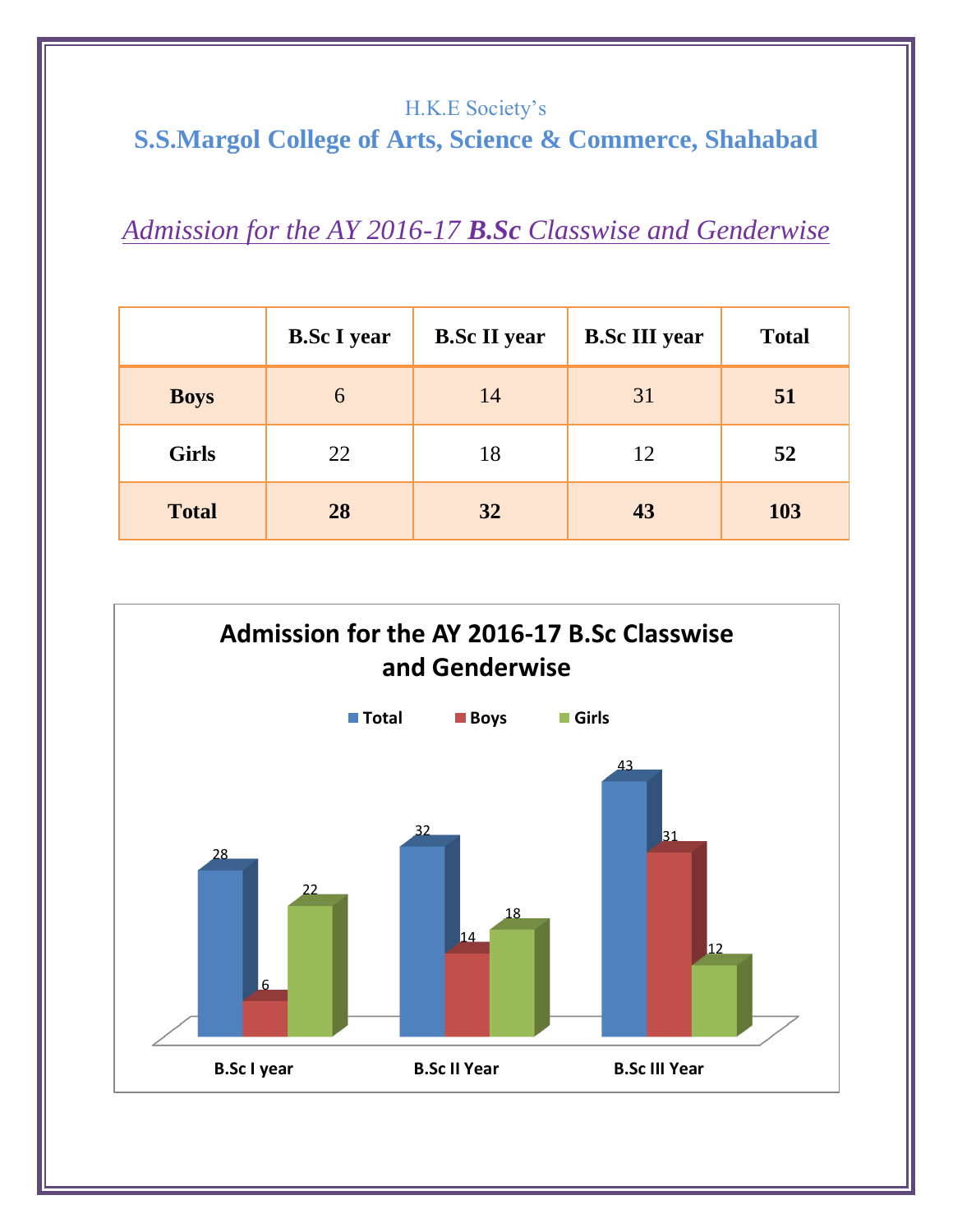H.K.E Society's

# S.S.Margol College of Arts, Science & Commerce, Shahabad

## *Admission for the AY 2016-17 **B.Sc** Classwise and Genderwise*

| | B.Sc I year | B.Sc II year | B.Sc III year | Total |
|---|---|---|---|---|
| **Boys** | 6 | 14 | 31 | **51** |
| **Girls** | 22 | 18 | 12 | **52** |
| **Total** | **28** | **32** | **43** | **103** |

**Admission for the AY 2016-17 B.Sc Classwise and Genderwise**

| | Total | Boys | Girls |
|---|---|---|---|
| B.Sc I year | 28 | 6 | 22 |
| B.Sc II Year | 32 | 14 | 18 |
| B.Sc III Year | 43 | 31 | 12 |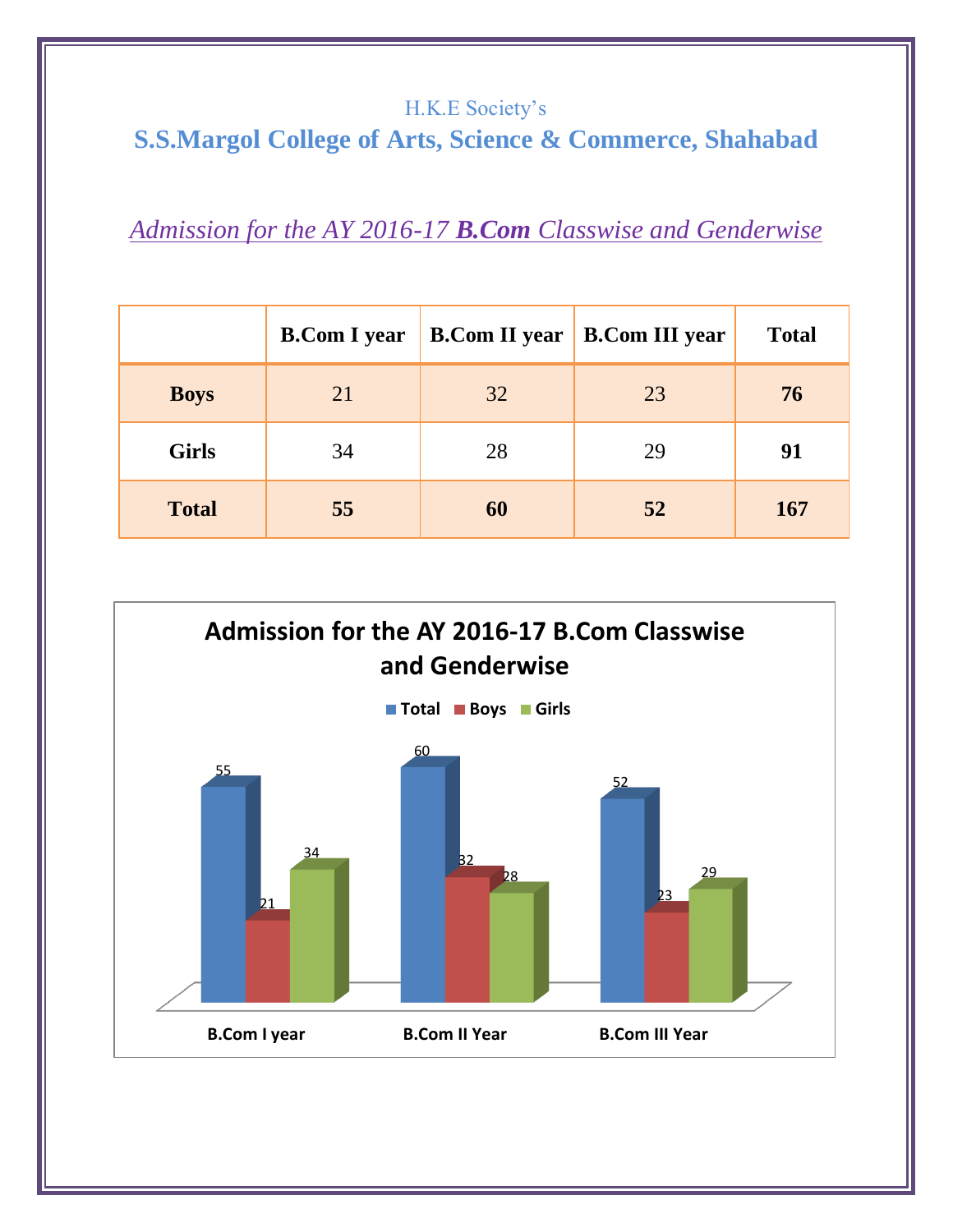H.K.E Society's

# S.S.Margol College of Arts, Science & Commerce, Shahabad

## *Admission for the AY 2016-17 **B.Com** Classwise and Genderwise*

| | B.Com I year | B.Com II year | B.Com III year | Total |
|---|---|---|---|---|
| **Boys** | 21 | 32 | 23 | **76** |
| **Girls** | 34 | 28 | 29 | **91** |
| **Total** | **55** | **60** | **52** | **167** |

Admission for the AY 2016-17 B.Com Classwise and Genderwise

Total Boys Girls

55 21 34

60 32 28

52 23 29

B.Com I year

B.Com II Year

B.Com III Year